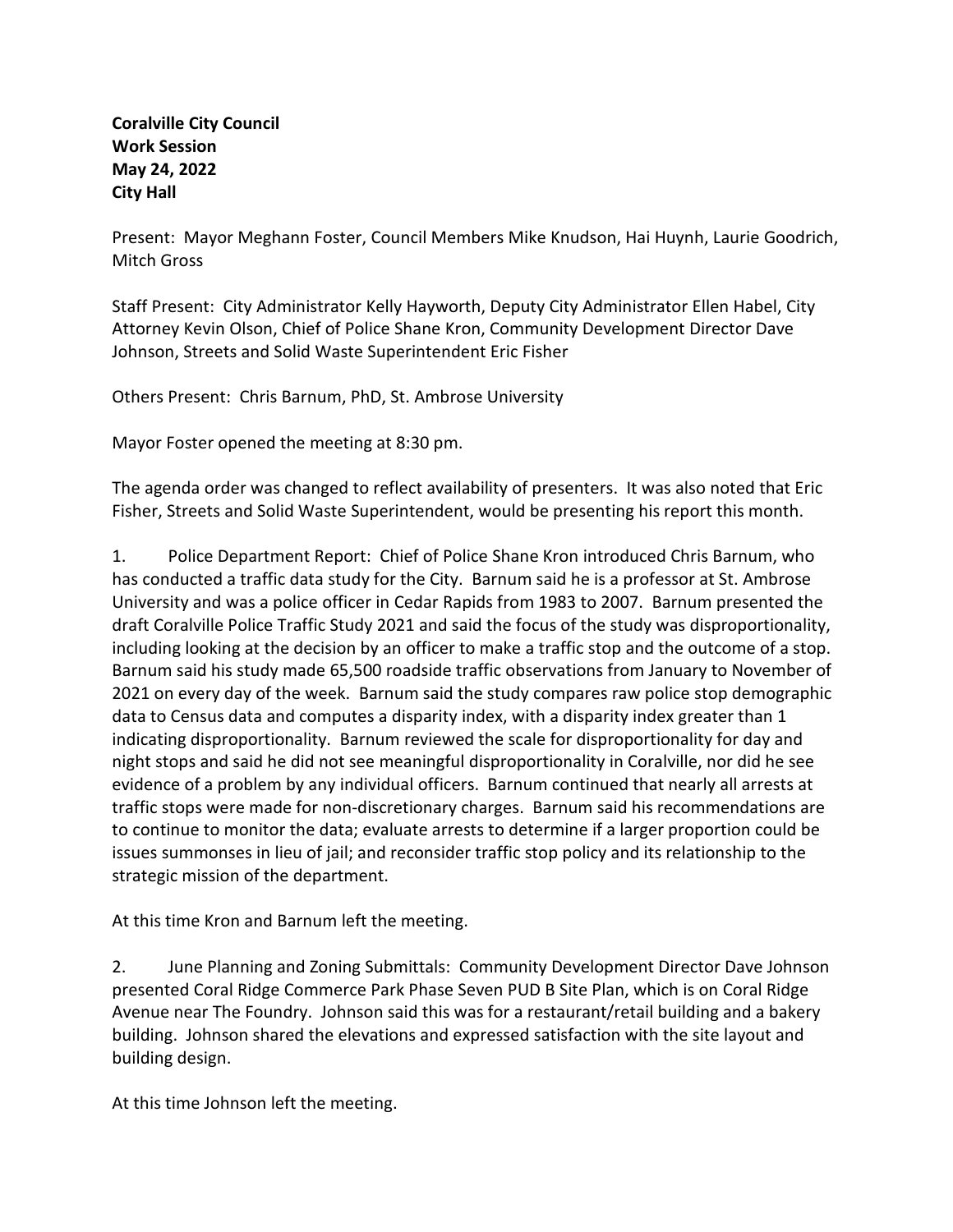**Coralville City Council**
**Work Session**
**May 24, 2022**
**City Hall**

Present: Mayor Meghann Foster, Council Members Mike Knudson, Hai Huynh, Laurie Goodrich, Mitch Gross

Staff Present: City Administrator Kelly Hayworth, Deputy City Administrator Ellen Habel, City Attorney Kevin Olson, Chief of Police Shane Kron, Community Development Director Dave Johnson, Streets and Solid Waste Superintendent Eric Fisher

Others Present: Chris Barnum, PhD, St. Ambrose University

Mayor Foster opened the meeting at 8:30 pm.

The agenda order was changed to reflect availability of presenters. It was also noted that Eric Fisher, Streets and Solid Waste Superintendent, would be presenting his report this month.

1. Police Department Report: Chief of Police Shane Kron introduced Chris Barnum, who has conducted a traffic data study for the City. Barnum said he is a professor at St. Ambrose University and was a police officer in Cedar Rapids from 1983 to 2007. Barnum presented the draft Coralville Police Traffic Study 2021 and said the focus of the study was disproportionality, including looking at the decision by an officer to make a traffic stop and the outcome of a stop. Barnum said his study made 65,500 roadside traffic observations from January to November of 2021 on every day of the week. Barnum said the study compares raw police stop demographic data to Census data and computes a disparity index, with a disparity index greater than 1 indicating disproportionality. Barnum reviewed the scale for disproportionality for day and night stops and said he did not see meaningful disproportionality in Coralville, nor did he see evidence of a problem by any individual officers. Barnum continued that nearly all arrests at traffic stops were made for non-discretionary charges. Barnum said his recommendations are to continue to monitor the data; evaluate arrests to determine if a larger proportion could be issues summonses in lieu of jail; and reconsider traffic stop policy and its relationship to the strategic mission of the department.

At this time Kron and Barnum left the meeting.

2. June Planning and Zoning Submittals: Community Development Director Dave Johnson presented Coral Ridge Commerce Park Phase Seven PUD B Site Plan, which is on Coral Ridge Avenue near The Foundry. Johnson said this was for a restaurant/retail building and a bakery building. Johnson shared the elevations and expressed satisfaction with the site layout and building design.

At this time Johnson left the meeting.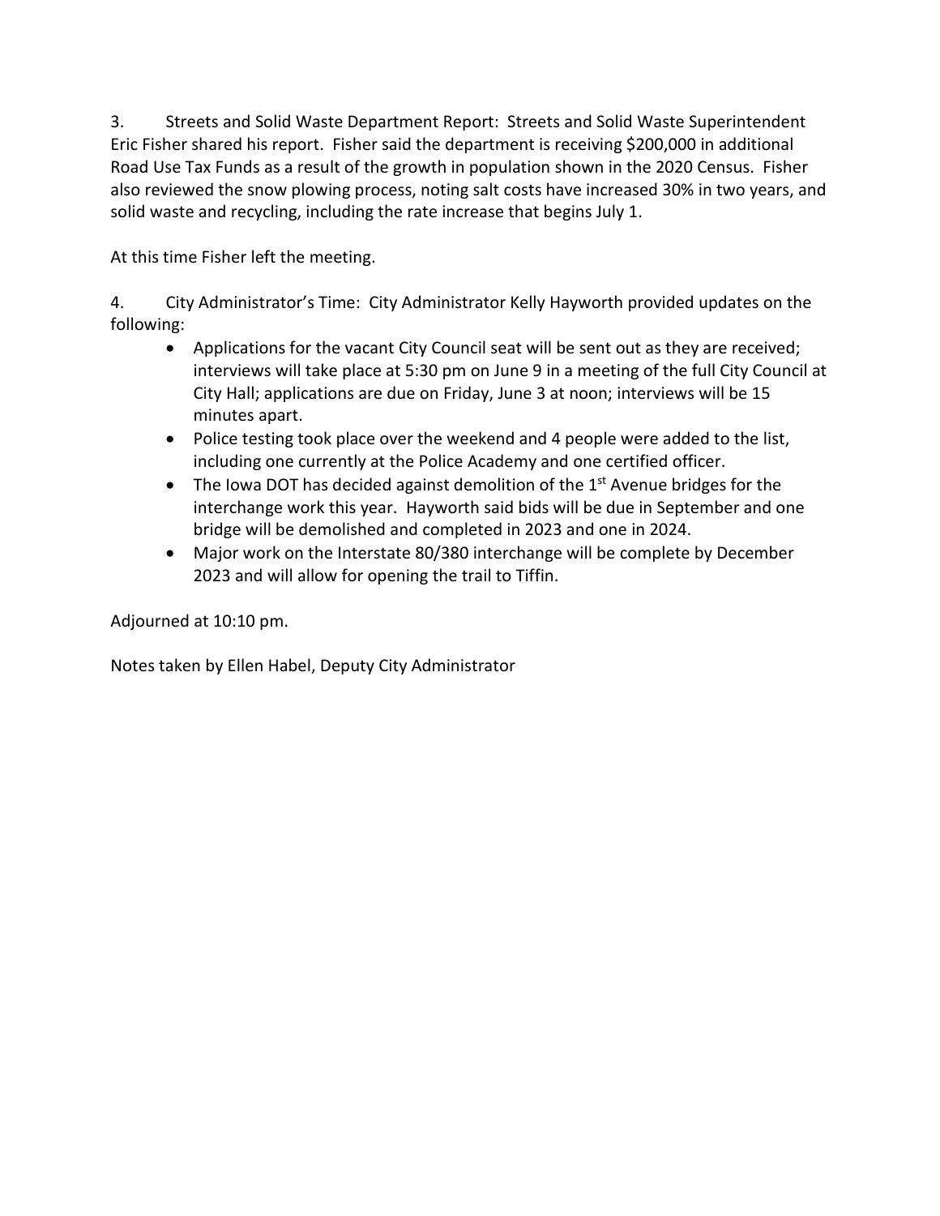3. Streets and Solid Waste Department Report: Streets and Solid Waste Superintendent Eric Fisher shared his report. Fisher said the department is receiving $200,000 in additional Road Use Tax Funds as a result of the growth in population shown in the 2020 Census. Fisher also reviewed the snow plowing process, noting salt costs have increased 30% in two years, and solid waste and recycling, including the rate increase that begins July 1.

At this time Fisher left the meeting.

4. City Administrator's Time: City Administrator Kelly Hayworth provided updates on the following:

- Applications for the vacant City Council seat will be sent out as they are received; interviews will take place at 5:30 pm on June 9 in a meeting of the full City Council at City Hall; applications are due on Friday, June 3 at noon; interviews will be 15 minutes apart.
- Police testing took place over the weekend and 4 people were added to the list, including one currently at the Police Academy and one certified officer.
- The Iowa DOT has decided against demolition of the 1st Avenue bridges for the interchange work this year. Hayworth said bids will be due in September and one bridge will be demolished and completed in 2023 and one in 2024.
- Major work on the Interstate 80/380 interchange will be complete by December 2023 and will allow for opening the trail to Tiffin.

Adjourned at 10:10 pm.

Notes taken by Ellen Habel, Deputy City Administrator